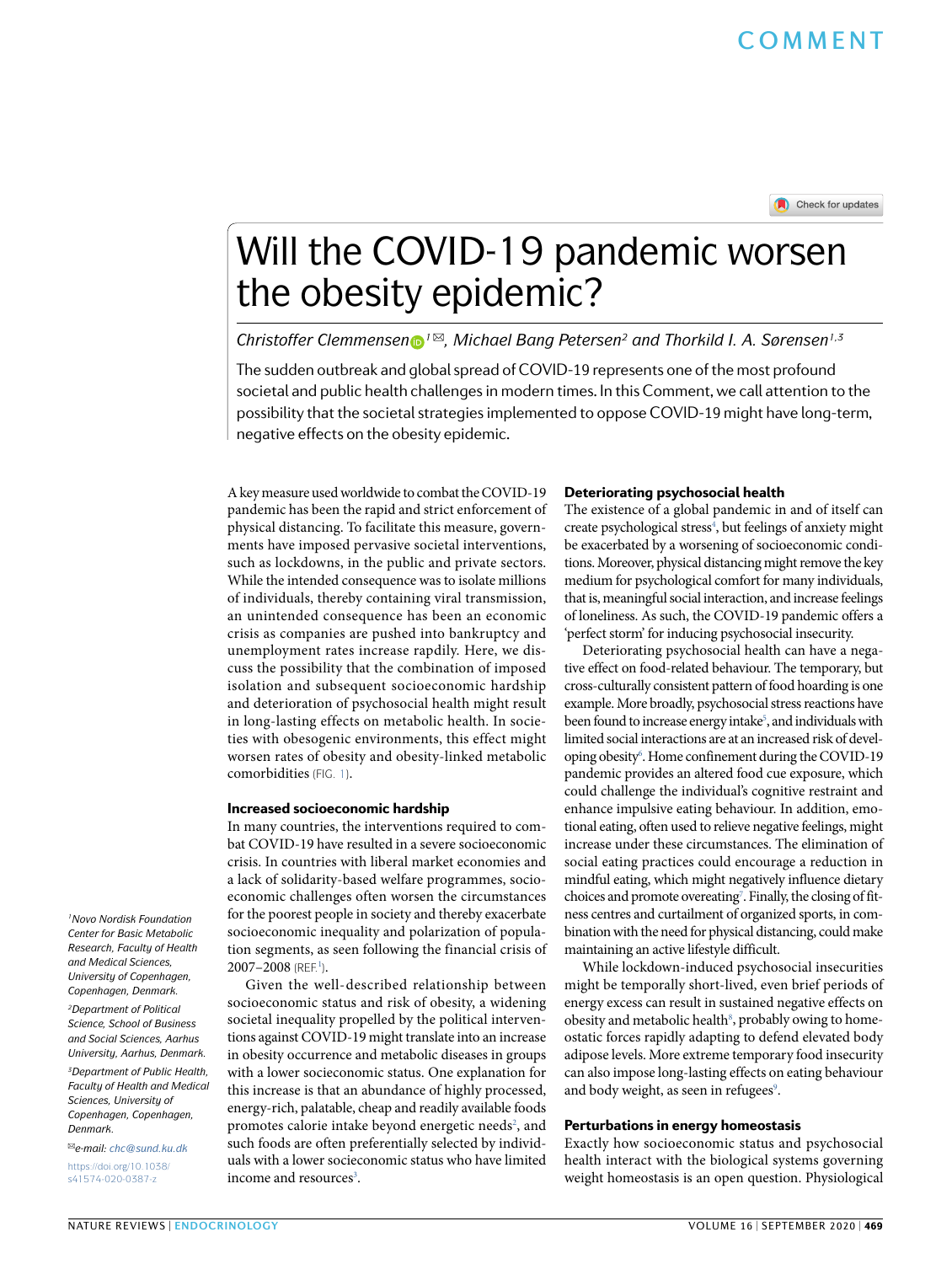COMMENT

# Will the COVID-19 pandemic worsen the obesity epidemic?

*Christoffer Clemmensen[1]✉, Michael Bang Petersen[2] and Thorkild I. A. Sørensen[1,3]*

The sudden outbreak and global spread of COVID-19 represents one of the most profound societal and public health challenges in modern times. In this Comment, we call attention to the possibility that the societal strategies implemented to oppose COVID-19 might have long-term, negative effects on the obesity epidemic.

A key measure used worldwide to combat the COVID-19 pandemic has been the rapid and strict enforcement of physical distancing. To facilitate this measure, governments have imposed pervasive societal interventions, such as lockdowns, in the public and private sectors. While the intended consequence was to isolate millions of individuals, thereby containing viral transmission, an unintended consequence has been an economic crisis as companies are pushed into bankruptcy and unemployment rates increase rapdily. Here, we discuss the possibility that the combination of imposed isolation and subsequent socioeconomic hardship and deterioration of psychosocial health might result in long-lasting effects on metabolic health. In societies with obesogenic environments, this effect might worsen rates of obesity and obesity-linked metabolic comorbidities (FIG. 1).

### Increased socioeconomic hardship

In many countries, the interventions required to combat COVID-19 have resulted in a severe socioeconomic crisis. In countries with liberal market economies and a lack of solidarity-based welfare programmes, socioeconomic challenges often worsen the circumstances for the poorest people in society and thereby exacerbate socioeconomic inequality and polarization of population segments, as seen following the financial crisis of 2007–2008 (REF.[1]).

Given the well-described relationship between socioeconomic status and risk of obesity, a widening societal inequality propelled by the political interventions against COVID-19 might translate into an increase in obesity occurrence and metabolic diseases in groups with a lower socieconomic status. One explanation for this increase is that an abundance of highly processed, energy-rich, palatable, cheap and readily available foods promotes calorie intake beyond energetic needs[2], and such foods are often preferentially selected by individuals with a lower socieconomic status who have limited income and resources[3].

### Deteriorating psychosocial health

The existence of a global pandemic in and of itself can create psychological stress[4], but feelings of anxiety might be exacerbated by a worsening of socioeconomic conditions. Moreover, physical distancing might remove the key medium for psychological comfort for many individuals, that is, meaningful social interaction, and increase feelings of loneliness. As such, the COVID-19 pandemic offers a 'perfect storm' for inducing psychosocial insecurity.

Deteriorating psychosocial health can have a negative effect on food-related behaviour. The temporary, but cross-culturally consistent pattern of food hoarding is one example. More broadly, psychosocial stress reactions have been found to increase energy intake[5], and individuals with limited social interactions are at an increased risk of developing obesity[6]. Home confinement during the COVID-19 pandemic provides an altered food cue exposure, which could challenge the individual's cognitive restraint and enhance impulsive eating behaviour. In addition, emotional eating, often used to relieve negative feelings, might increase under these circumstances. The elimination of social eating practices could encourage a reduction in mindful eating, which might negatively influence dietary choices and promote overeating[7]. Finally, the closing of fitness centres and curtailment of organized sports, in combination with the need for physical distancing, could make maintaining an active lifestyle difficult.

While lockdown-induced psychosocial insecurities might be temporally short-lived, even brief periods of energy excess can result in sustained negative effects on obesity and metabolic health[8], probably owing to homeostatic forces rapidly adapting to defend elevated body adipose levels. More extreme temporary food insecurity can also impose long-lasting effects on eating behaviour and body weight, as seen in refugees[9].

### Perturbations in energy homeostasis

Exactly how socioeconomic status and psychosocial health interact with the biological systems governing weight homeostasis is an open question. Physiological

[1]Novo Nordisk Foundation Center for Basic Metabolic Research, Faculty of Health and Medical Sciences, University of Copenhagen, Copenhagen, Denmark.

[2]Department of Political Science, School of Business and Social Sciences, Aarhus University, Aarhus, Denmark.

[3]Department of Public Health, Faculty of Health and Medical Sciences, University of Copenhagen, Copenhagen, Denmark.

✉e-mail: chc@sund.ku.dk

https://doi.org/10.1038/s41574-020-0387-z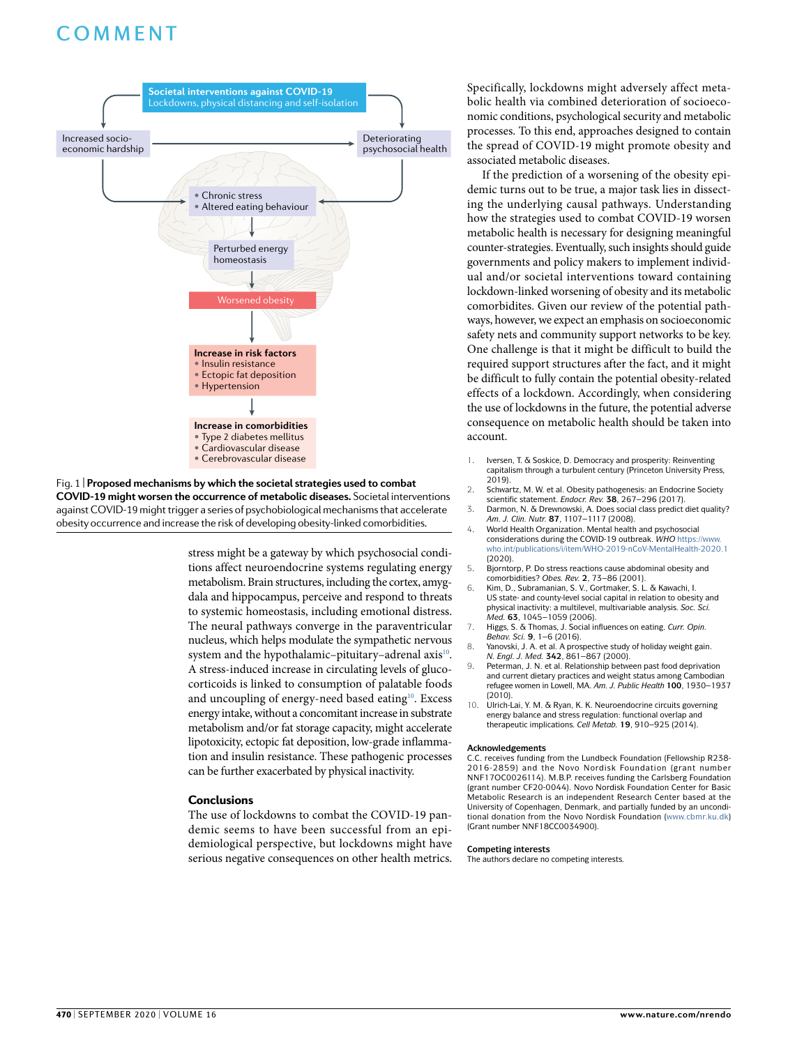Societal interventions against COVID-19
Lockdowns, physical distancing and self-isolation

Increased socio-economic hardship

Deteriorating psychosocial health

- Chronic stress
- Altered eating behaviour

Perturbed energy homeostasis

Worsened obesity

**Increase in risk factors**
- Insulin resistance
- Ectopic fat deposition
- Hypertension

**Increase in comorbidities**
- Type 2 diabetes mellitus
- Cardiovascular disease
- Cerebrovascular disease

Fig. 1 | **Proposed mechanisms by which the societal strategies used to combat COVID-19 might worsen the occurrence of metabolic diseases.** Societal interventions against COVID-19 might trigger a series of psychobiological mechanisms that accelerate obesity occurrence and increase the risk of developing obesity-linked comorbidities.

stress might be a gateway by which psychosocial conditions affect neuroendocrine systems regulating energy metabolism. Brain structures, including the cortex, amygdala and hippocampus, perceive and respond to threats to systemic homeostasis, including emotional distress. The neural pathways converge in the paraventricular nucleus, which helps modulate the sympathetic nervous system and the hypothalamic–pituitary–adrenal axis[10]. A stress-induced increase in circulating levels of glucocorticoids is linked to consumption of palatable foods and uncoupling of energy-need based eating[10]. Excess energy intake, without a concomitant increase in substrate metabolism and/or fat storage capacity, might accelerate lipotoxicity, ectopic fat deposition, low-grade inflammation and insulin resistance. These pathogenic processes can be further exacerbated by physical inactivity.

## Conclusions

The use of lockdowns to combat the COVID-19 pandemic seems to have been successful from an epidemiological perspective, but lockdowns might have serious negative consequences on other health metrics. Specifically, lockdowns might adversely affect metabolic health via combined deterioration of socioeconomic conditions, psychological security and metabolic processes. To this end, approaches designed to contain the spread of COVID-19 might promote obesity and associated metabolic diseases.

If the prediction of a worsening of the obesity epidemic turns out to be true, a major task lies in dissecting the underlying causal pathways. Understanding how the strategies used to combat COVID-19 worsen metabolic health is necessary for designing meaningful counter-strategies. Eventually, such insights should guide governments and policy makers to implement individual and/or societal interventions toward containing lockdown-linked worsening of obesity and its metabolic comorbidites. Given our review of the potential pathways, however, we expect an emphasis on socioeconomic safety nets and community support networks to be key. One challenge is that it might be difficult to build the required support structures after the fact, and it might be difficult to fully contain the potential obesity-related effects of a lockdown. Accordingly, when considering the use of lockdowns in the future, the potential adverse consequence on metabolic health should be taken into account.

1. Iversen, T. & Soskice, D. Democracy and prosperity: Reinventing capitalism through a turbulent century (Princeton University Press, 2019).
2. Schwartz, M. W. et al. Obesity pathogenesis: an Endocrine Society scientific statement. *Endocr. Rev.* **38**, 267–296 (2017).
3. Darmon, N. & Drewnowski, A. Does social class predict diet quality? *Am. J. Clin. Nutr.* **87**, 1107–1117 (2008).
4. World Health Organization. Mental health and psychosocial considerations during the COVID-19 outbreak. *WHO* https://www.who.int/publications/i/item/WHO-2019-nCoV-MentalHealth-2020.1 (2020).
5. Bjorntorp, P. Do stress reactions cause abdominal obesity and comorbidities? *Obes. Rev.* **2**, 73–86 (2001).
6. Kim, D., Subramanian, S. V., Gortmaker, S. L. & Kawachi, I. US state- and county-level social capital in relation to obesity and physical inactivity: a multilevel, multivariable analysis. *Soc. Sci. Med.* **63**, 1045–1059 (2006).
7. Higgs, S. & Thomas, J. Social influences on eating. *Curr. Opin. Behav. Sci.* **9**, 1–6 (2016).
8. Yanovski, J. A. et al. A prospective study of holiday weight gain. *N. Engl. J. Med.* **342**, 861–867 (2000).
9. Peterman, J. N. et al. Relationship between past food deprivation and current dietary practices and weight status among Cambodian refugee women in Lowell, MA. *Am. J. Public Health* **100**, 1930–1937 (2010).
10. Ulrich-Lai, Y. M. & Ryan, K. K. Neuroendocrine circuits governing energy balance and stress regulation: functional overlap and therapeutic implications. *Cell Metab.* **19**, 910–925 (2014).

### Acknowledgements

C.C. receives funding from the Lundbeck Foundation (Fellowship R238-2016-2859) and the Novo Nordisk Foundation (grant number NNF17OC0026114). M.B.P. receives funding the Carlsberg Foundation (grant number CF20-0044). Novo Nordisk Foundation Center for Basic Metabolic Research is an independent Research Center based at the University of Copenhagen, Denmark, and partially funded by an unconditional donation from the Novo Nordisk Foundation (www.cbmr.ku.dk) (Grant number NNF18CC0034900).

### Competing interests

The authors declare no competing interests.